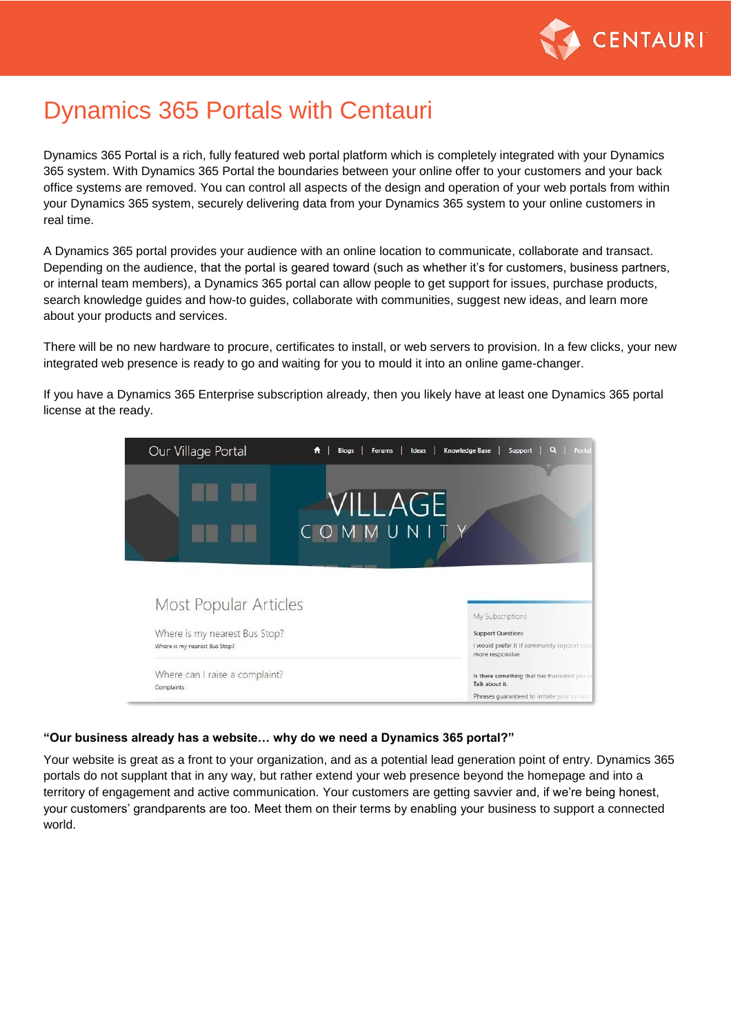# Dynamics 365 Portals with Centauri

Dynamics 365 Portal is a rich, fully featured web portal platform which is completely integrated with your Dynamics 365 system. With Dynamics 365 Portal the boundaries between your online offer to your customers and your back office systems are removed. You can control all aspects of the design and operation of your web portals from within your Dynamics 365 system, securely delivering data from your Dynamics 365 system to your online customers in real time.

A Dynamics 365 portal provides your audience with an online location to communicate, collaborate and transact. Depending on the audience, that the portal is geared toward (such as whether it's for customers, business partners, or internal team members), a Dynamics 365 portal can allow people to get support for issues, purchase products, search knowledge guides and how-to guides, collaborate with communities, suggest new ideas, and learn more about your products and services.

There will be no new hardware to procure, certificates to install, or web servers to provision. In a few clicks, your new integrated web presence is ready to go and waiting for you to mould it into an online game-changer.

If you have a Dynamics 365 Enterprise subscription already, then you likely have at least one Dynamics 365 portal license at the ready.

**"Our business already has a website… why do we need a Dynamics 365 portal?"**

Your website is great as a front to your organization, and as a potential lead generation point of entry. Dynamics 365 portals do not supplant that in any way, but rather extend your web presence beyond the homepage and into a territory of engagement and active communication. Your customers are getting savvier and, if we're being honest, your customers' grandparents are too. Meet them on their terms by enabling your business to support a connected world.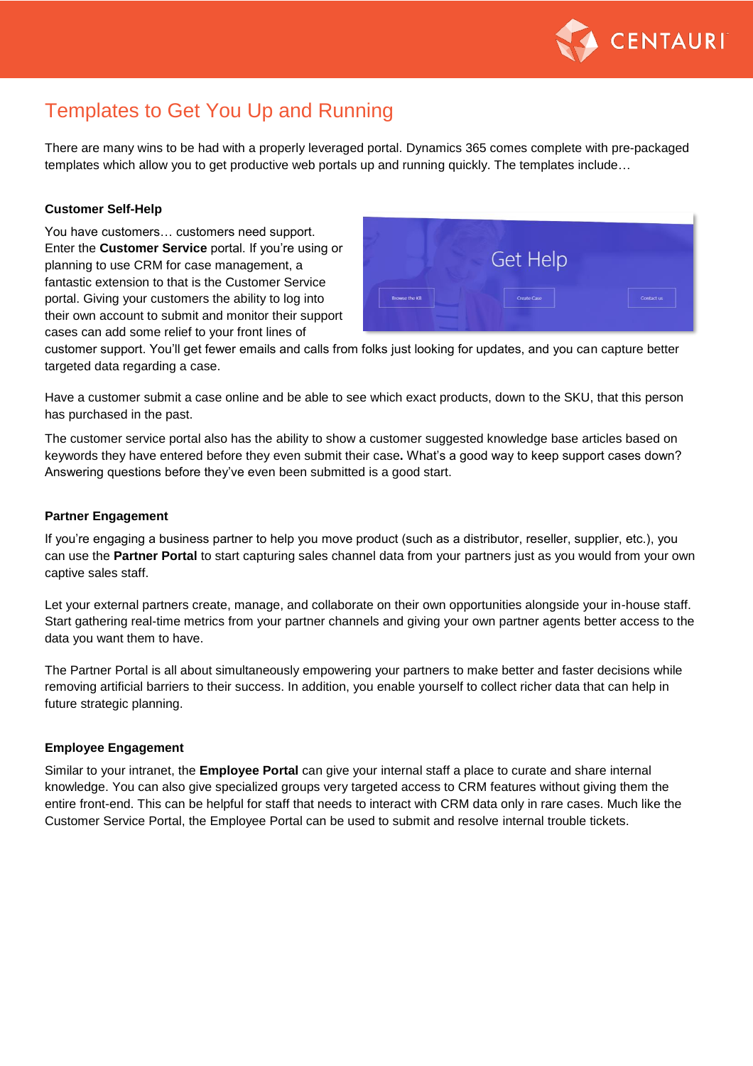# Templates to Get You Up and Running

There are many wins to be had with a properly leveraged portal. Dynamics 365 comes complete with pre-packaged templates which allow you to get productive web portals up and running quickly. The templates include…

**Customer Self-Help**

You have customers… customers need support. Enter the **Customer Service** portal. If you're using or planning to use CRM for case management, a fantastic extension to that is the Customer Service portal. Giving your customers the ability to log into their own account to submit and monitor their support cases can add some relief to your front lines of customer support. You'll get fewer emails and calls from folks just looking for updates, and you can capture better targeted data regarding a case.

Have a customer submit a case online and be able to see which exact products, down to the SKU, that this person has purchased in the past.

The customer service portal also has the ability to show a customer suggested knowledge base articles based on keywords they have entered before they even submit their case**.** What's a good way to keep support cases down? Answering questions before they've even been submitted is a good start.

**Partner Engagement**

If you're engaging a business partner to help you move product (such as a distributor, reseller, supplier, etc.), you can use the **Partner Portal** to start capturing sales channel data from your partners just as you would from your own captive sales staff.

Let your external partners create, manage, and collaborate on their own opportunities alongside your in-house staff. Start gathering real-time metrics from your partner channels and giving your own partner agents better access to the data you want them to have.

The Partner Portal is all about simultaneously empowering your partners to make better and faster decisions while removing artificial barriers to their success. In addition, you enable yourself to collect richer data that can help in future strategic planning.

**Employee Engagement**

Similar to your intranet, the **Employee Portal** can give your internal staff a place to curate and share internal knowledge. You can also give specialized groups very targeted access to CRM features without giving them the entire front-end. This can be helpful for staff that needs to interact with CRM data only in rare cases. Much like the Customer Service Portal, the Employee Portal can be used to submit and resolve internal trouble tickets.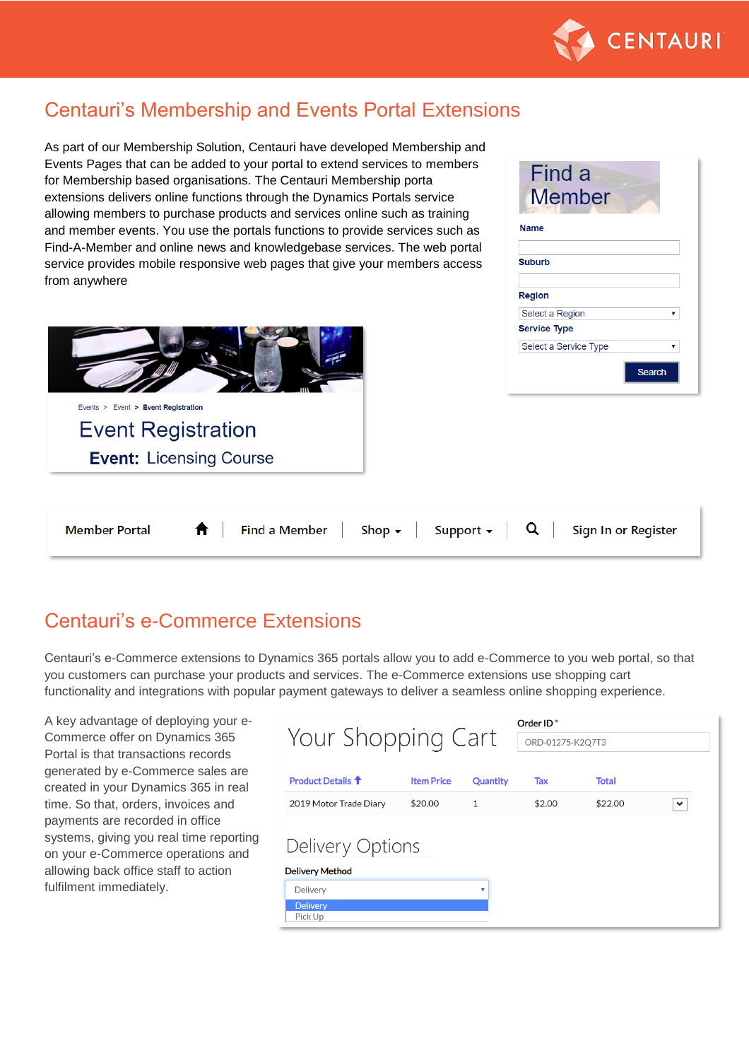# Centauri's Membership and Events Portal Extensions

As part of our Membership Solution, Centauri have developed Membership and Events Pages that can be added to your portal to extend services to members for Membership based organisations. The Centauri Membership porta extensions delivers online functions through the Dynamics Portals service allowing members to purchase products and services online such as training and member events. You use the portals functions to provide services such as Find-A-Member and online news and knowledgebase services. The web portal service provides mobile responsive web pages that give your members access from anywhere

# Centauri's e-Commerce Extensions

Centauri's e-Commerce extensions to Dynamics 365 portals allow you to add e-Commerce to you web portal, so that you customers can purchase your products and services. The e-Commerce extensions use shopping cart functionality and integrations with popular payment gateways to deliver a seamless online shopping experience.

A key advantage of deploying your e-Commerce offer on Dynamics 365 Portal is that transactions records generated by e-Commerce sales are created in your Dynamics 365 in real time. So that, orders, invoices and payments are recorded in office systems, giving you real time reporting on your e-Commerce operations and allowing back office staff to action fulfilment immediately.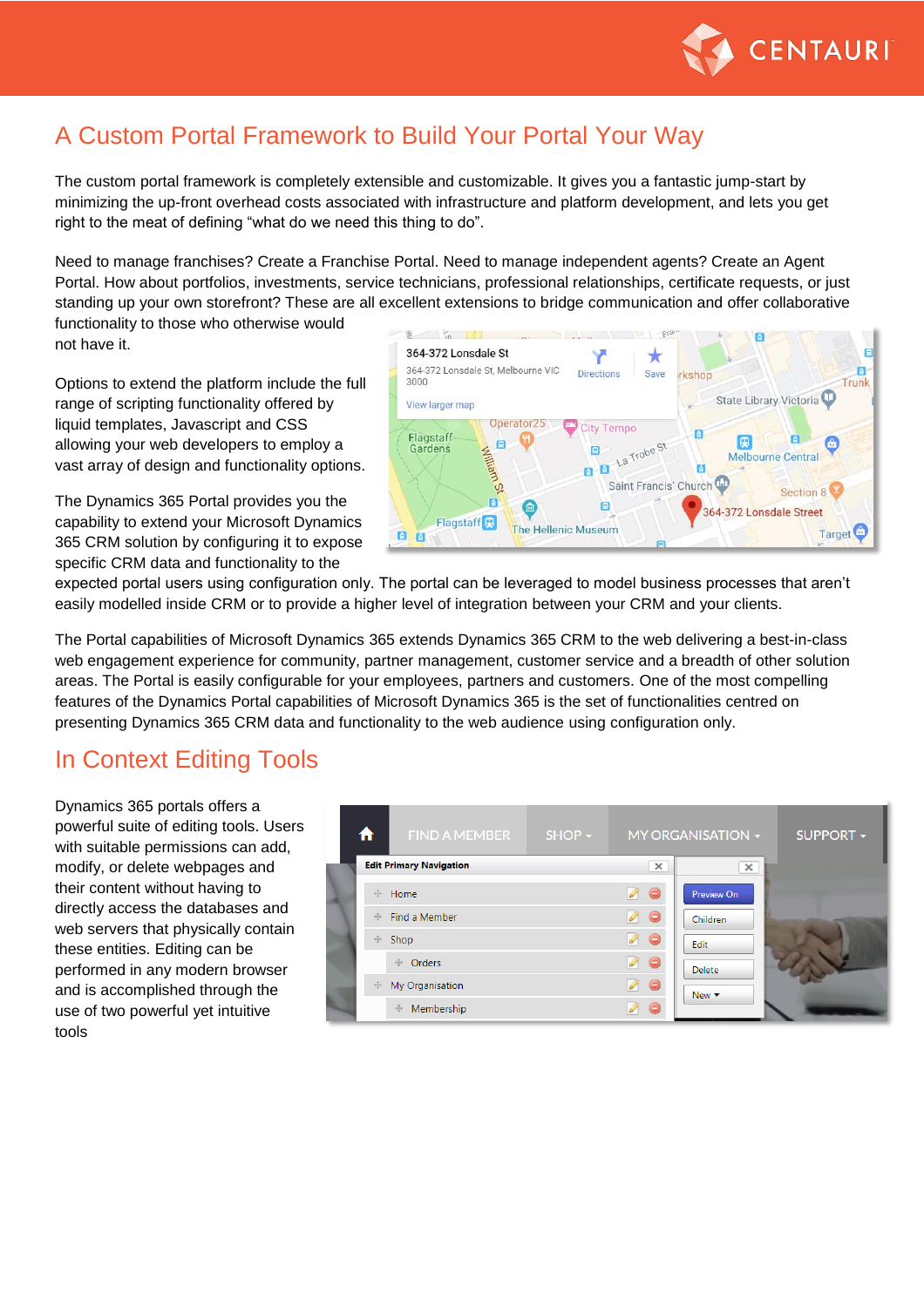# A Custom Portal Framework to Build Your Portal Your Way

The custom portal framework is completely extensible and customizable. It gives you a fantastic jump-start by minimizing the up-front overhead costs associated with infrastructure and platform development, and lets you get right to the meat of defining "what do we need this thing to do".

Need to manage franchises? Create a Franchise Portal. Need to manage independent agents? Create an Agent Portal. How about portfolios, investments, service technicians, professional relationships, certificate requests, or just standing up your own storefront? These are all excellent extensions to bridge communication and offer collaborative functionality to those who otherwise would not have it.

Options to extend the platform include the full range of scripting functionality offered by liquid templates, Javascript and CSS allowing your web developers to employ a vast array of design and functionality options.

The Dynamics 365 Portal provides you the capability to extend your Microsoft Dynamics 365 CRM solution by configuring it to expose specific CRM data and functionality to the expected portal users using configuration only. The portal can be leveraged to model business processes that aren't easily modelled inside CRM or to provide a higher level of integration between your CRM and your clients.

The Portal capabilities of Microsoft Dynamics 365 extends Dynamics 365 CRM to the web delivering a best-in-class web engagement experience for community, partner management, customer service and a breadth of other solution areas. The Portal is easily configurable for your employees, partners and customers. One of the most compelling features of the Dynamics Portal capabilities of Microsoft Dynamics 365 is the set of functionalities centred on presenting Dynamics 365 CRM data and functionality to the web audience using configuration only.

# In Context Editing Tools

Dynamics 365 portals offers a powerful suite of editing tools. Users with suitable permissions can add, modify, or delete webpages and their content without having to directly access the databases and web servers that physically contain these entities. Editing can be performed in any modern browser and is accomplished through the use of two powerful yet intuitive tools